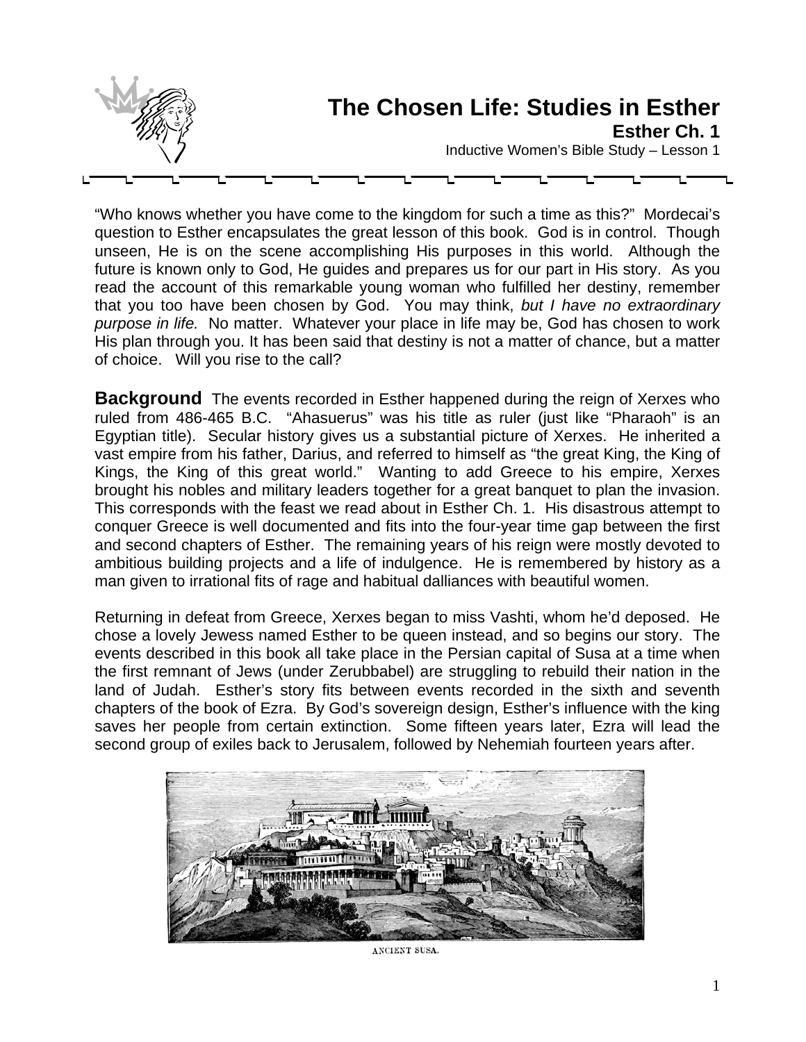# The Chosen Life: Studies in Esther

**Esther Ch. 1**

Inductive Women's Bible Study – Lesson 1

"Who knows whether you have come to the kingdom for such a time as this?" Mordecai's question to Esther encapsulates the great lesson of this book. God is in control. Though unseen, He is on the scene accomplishing His purposes in this world. Although the future is known only to God, He guides and prepares us for our part in His story. As you read the account of this remarkable young woman who fulfilled her destiny, remember that you too have been chosen by God. You may think, *but I have no extraordinary purpose in life.* No matter. Whatever your place in life may be, God has chosen to work His plan through you. It has been said that destiny is not a matter of chance, but a matter of choice. Will you rise to the call?

**Background** The events recorded in Esther happened during the reign of Xerxes who ruled from 486-465 B.C. "Ahasuerus" was his title as ruler (just like "Pharaoh" is an Egyptian title). Secular history gives us a substantial picture of Xerxes. He inherited a vast empire from his father, Darius, and referred to himself as "the great King, the King of Kings, the King of this great world." Wanting to add Greece to his empire, Xerxes brought his nobles and military leaders together for a great banquet to plan the invasion. This corresponds with the feast we read about in Esther Ch. 1. His disastrous attempt to conquer Greece is well documented and fits into the four-year time gap between the first and second chapters of Esther. The remaining years of his reign were mostly devoted to ambitious building projects and a life of indulgence. He is remembered by history as a man given to irrational fits of rage and habitual dalliances with beautiful women.

Returning in defeat from Greece, Xerxes began to miss Vashti, whom he'd deposed. He chose a lovely Jewess named Esther to be queen instead, and so begins our story. The events described in this book all take place in the Persian capital of Susa at a time when the first remnant of Jews (under Zerubbabel) are struggling to rebuild their nation in the land of Judah. Esther's story fits between events recorded in the sixth and seventh chapters of the book of Ezra. By God's sovereign design, Esther's influence with the king saves her people from certain extinction. Some fifteen years later, Ezra will lead the second group of exiles back to Jerusalem, followed by Nehemiah fourteen years after.

ANCIENT SUSA.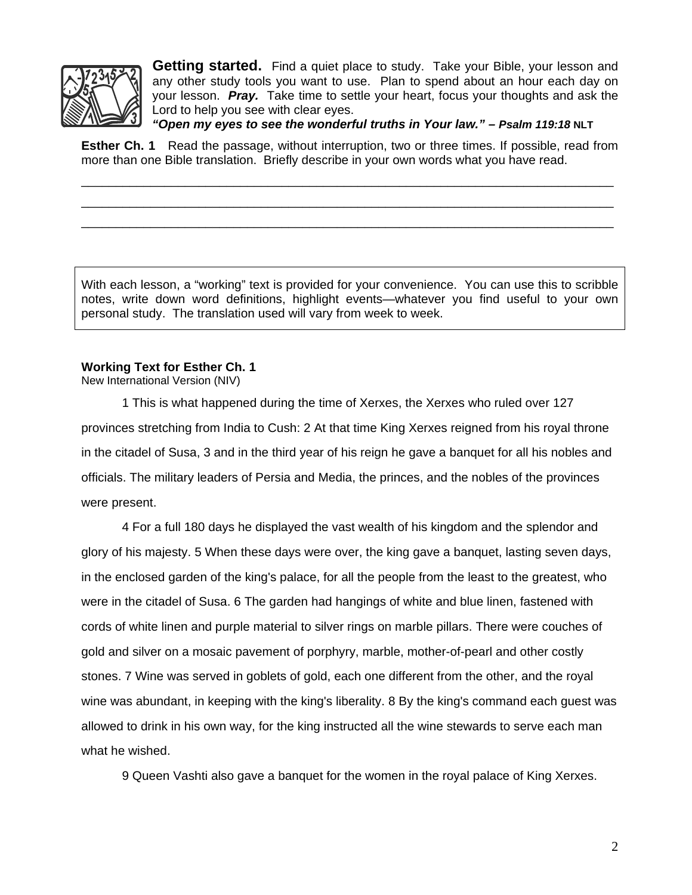**Getting started.** Find a quiet place to study. Take your Bible, your lesson and any other study tools you want to use. Plan to spend about an hour each day on your lesson. ***Pray.*** Take time to settle your heart, focus your thoughts and ask the Lord to help you see with clear eyes.
***"Open my eyes to see the wonderful truths in Your law." – Psalm 119:18*** **NLT**

**Esther Ch. 1** Read the passage, without interruption, two or three times. If possible, read from more than one Bible translation. Briefly describe in your own words what you have read.

______________________________________________________________________________

______________________________________________________________________________

______________________________________________________________________________

With each lesson, a "working" text is provided for your convenience. You can use this to scribble notes, write down word definitions, highlight events—whatever you find useful to your own personal study. The translation used will vary from week to week.

**Working Text for Esther Ch. 1**
New International Version (NIV)

1 This is what happened during the time of Xerxes, the Xerxes who ruled over 127 provinces stretching from India to Cush: 2 At that time King Xerxes reigned from his royal throne in the citadel of Susa, 3 and in the third year of his reign he gave a banquet for all his nobles and officials. The military leaders of Persia and Media, the princes, and the nobles of the provinces were present.

4 For a full 180 days he displayed the vast wealth of his kingdom and the splendor and glory of his majesty. 5 When these days were over, the king gave a banquet, lasting seven days, in the enclosed garden of the king's palace, for all the people from the least to the greatest, who were in the citadel of Susa. 6 The garden had hangings of white and blue linen, fastened with cords of white linen and purple material to silver rings on marble pillars. There were couches of gold and silver on a mosaic pavement of porphyry, marble, mother-of-pearl and other costly stones. 7 Wine was served in goblets of gold, each one different from the other, and the royal wine was abundant, in keeping with the king's liberality. 8 By the king's command each guest was allowed to drink in his own way, for the king instructed all the wine stewards to serve each man what he wished.

9 Queen Vashti also gave a banquet for the women in the royal palace of King Xerxes.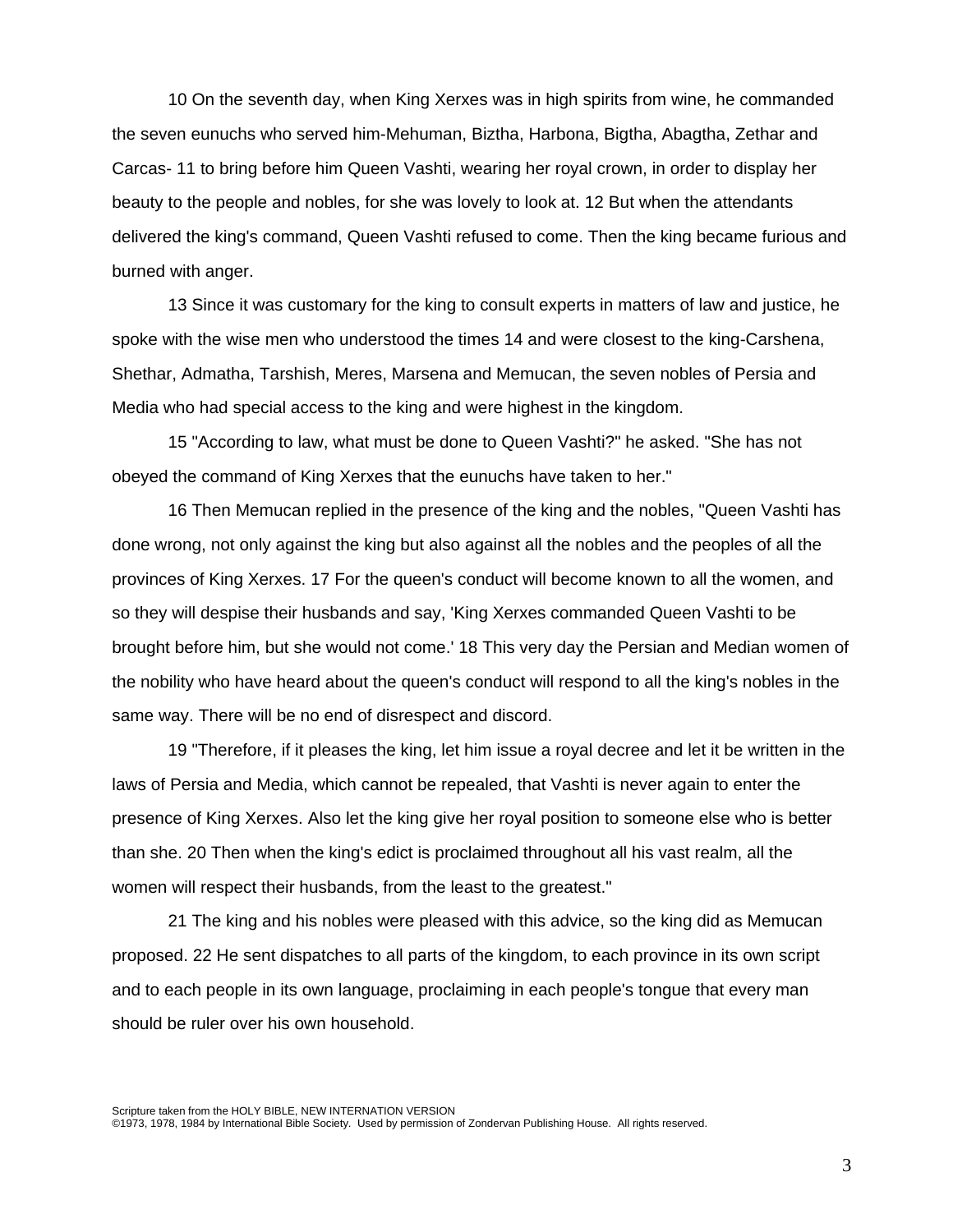10 On the seventh day, when King Xerxes was in high spirits from wine, he commanded the seven eunuchs who served him-Mehuman, Biztha, Harbona, Bigtha, Abagtha, Zethar and Carcas- 11 to bring before him Queen Vashti, wearing her royal crown, in order to display her beauty to the people and nobles, for she was lovely to look at. 12 But when the attendants delivered the king's command, Queen Vashti refused to come. Then the king became furious and burned with anger.

13 Since it was customary for the king to consult experts in matters of law and justice, he spoke with the wise men who understood the times 14 and were closest to the king-Carshena, Shethar, Admatha, Tarshish, Meres, Marsena and Memucan, the seven nobles of Persia and Media who had special access to the king and were highest in the kingdom.

15 "According to law, what must be done to Queen Vashti?" he asked. "She has not obeyed the command of King Xerxes that the eunuchs have taken to her."

16 Then Memucan replied in the presence of the king and the nobles, "Queen Vashti has done wrong, not only against the king but also against all the nobles and the peoples of all the provinces of King Xerxes. 17 For the queen's conduct will become known to all the women, and so they will despise their husbands and say, 'King Xerxes commanded Queen Vashti to be brought before him, but she would not come.' 18 This very day the Persian and Median women of the nobility who have heard about the queen's conduct will respond to all the king's nobles in the same way. There will be no end of disrespect and discord.

19 "Therefore, if it pleases the king, let him issue a royal decree and let it be written in the laws of Persia and Media, which cannot be repealed, that Vashti is never again to enter the presence of King Xerxes. Also let the king give her royal position to someone else who is better than she. 20 Then when the king's edict is proclaimed throughout all his vast realm, all the women will respect their husbands, from the least to the greatest."

21 The king and his nobles were pleased with this advice, so the king did as Memucan proposed. 22 He sent dispatches to all parts of the kingdom, to each province in its own script and to each people in its own language, proclaiming in each people's tongue that every man should be ruler over his own household.

Scripture taken from the HOLY BIBLE, NEW INTERNATION VERSION
©1973, 1978, 1984 by International Bible Society. Used by permission of Zondervan Publishing House. All rights reserved.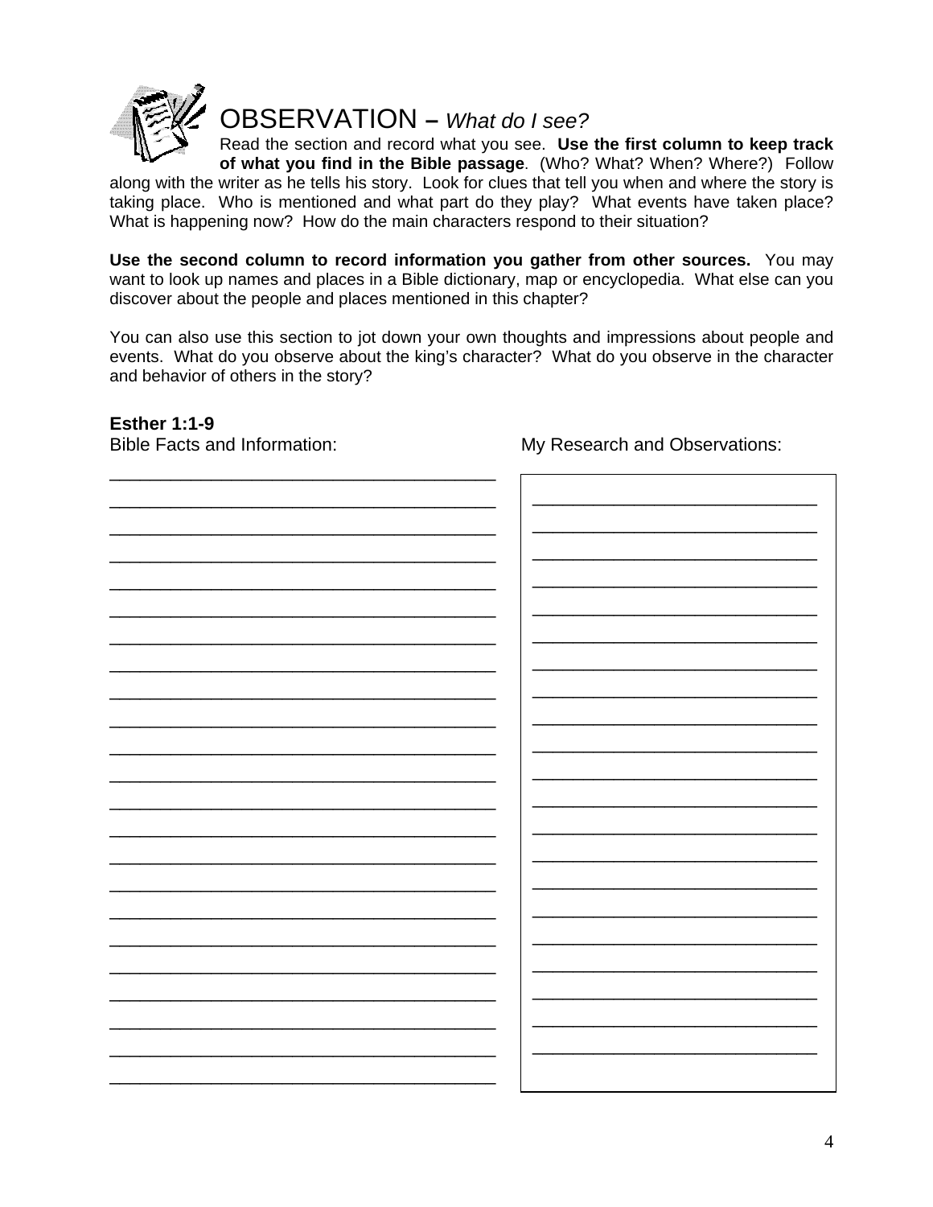# OBSERVATION – *What do I see?*

Read the section and record what you see. **Use the first column to keep track of what you find in the Bible passage**. (Who? What? When? Where?) Follow along with the writer as he tells his story. Look for clues that tell you when and where the story is taking place. Who is mentioned and what part do they play? What events have taken place? What is happening now? How do the main characters respond to their situation?

**Use the second column to record information you gather from other sources.** You may want to look up names and places in a Bible dictionary, map or encyclopedia. What else can you discover about the people and places mentioned in this chapter?

You can also use this section to jot down your own thoughts and impressions about people and events. What do you observe about the king's character? What do you observe in the character and behavior of others in the story?

**Esther 1:1-9**

| Bible Facts and Information: | My Research and Observations: |
| --- | --- |
| ______________________________________ | ____________________________ |
| ______________________________________ | ____________________________ |
| ______________________________________ | ____________________________ |
| ______________________________________ | ____________________________ |
| ______________________________________ | ____________________________ |
| ______________________________________ | ____________________________ |
| ______________________________________ | ____________________________ |
| ______________________________________ | ____________________________ |
| ______________________________________ | ____________________________ |
| ______________________________________ | ____________________________ |
| ______________________________________ | ____________________________ |
| ______________________________________ | ____________________________ |
| ______________________________________ | ____________________________ |
| ______________________________________ | ____________________________ |
| ______________________________________ | ____________________________ |
| ______________________________________ | ____________________________ |
| ______________________________________ | ____________________________ |
| ______________________________________ | ____________________________ |
| ______________________________________ | ____________________________ |
| ______________________________________ | ____________________________ |
| ______________________________________ | ____________________________ |
| ______________________________________ | |
| ______________________________________ | |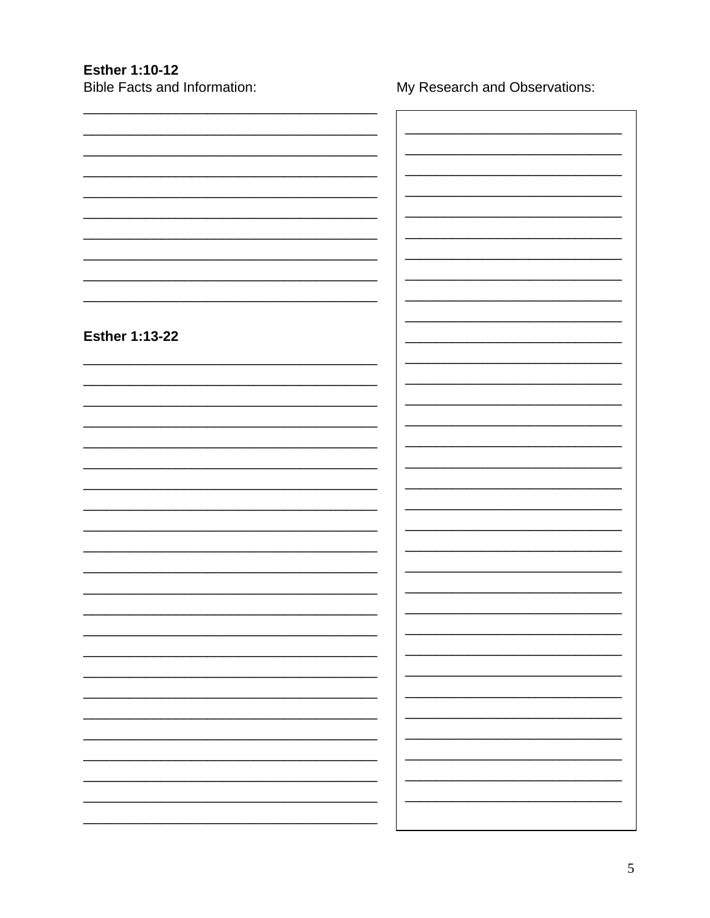**Esther 1:10-12**

Bible Facts and Information:

________________________________________
________________________________________
________________________________________
________________________________________
________________________________________
________________________________________
________________________________________
________________________________________
________________________________________
________________________________________

**Esther 1:13-22**

________________________________________
________________________________________
________________________________________
________________________________________
________________________________________
________________________________________
________________________________________
________________________________________
________________________________________
________________________________________
________________________________________
________________________________________
________________________________________
________________________________________
________________________________________
________________________________________
________________________________________
________________________________________
________________________________________
________________________________________
________________________________________
________________________________________
________________________________________

My Research and Observations:

______________________________
______________________________
______________________________
______________________________
______________________________
______________________________
______________________________
______________________________
______________________________
______________________________
______________________________
______________________________
______________________________
______________________________
______________________________
______________________________
______________________________
______________________________
______________________________
______________________________
______________________________
______________________________
______________________________
______________________________
______________________________
______________________________
______________________________
______________________________
______________________________
______________________________
______________________________
______________________________
______________________________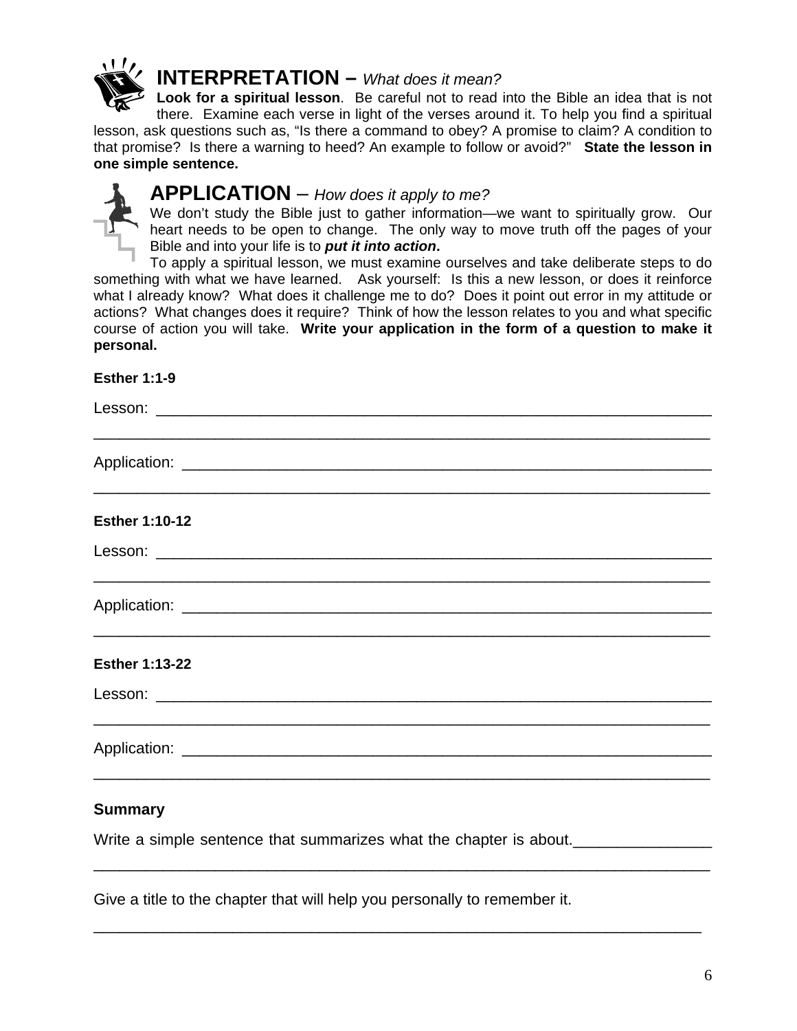## INTERPRETATION – *What does it mean?*

**Look for a spiritual lesson**. Be careful not to read into the Bible an idea that is not there. Examine each verse in light of the verses around it. To help you find a spiritual lesson, ask questions such as, "Is there a command to obey? A promise to claim? A condition to that promise? Is there a warning to heed? An example to follow or avoid?" **State the lesson in one simple sentence.**

## APPLICATION – *How does it apply to me?*

We don't study the Bible just to gather information—we want to spiritually grow. Our heart needs to be open to change. The only way to move truth off the pages of your Bible and into your life is to ***put it into action*.**

To apply a spiritual lesson, we must examine ourselves and take deliberate steps to do something with what we have learned. Ask yourself: Is this a new lesson, or does it reinforce what I already know? What does it challenge me to do? Does it point out error in my attitude or actions? What changes does it require? Think of how the lesson relates to you and what specific course of action you will take. **Write your application in the form of a question to make it personal.**

**Esther 1:1-9**

Lesson: ____________________________________________________________________

______________________________________________________________________________

Application: ________________________________________________________________

______________________________________________________________________________

**Esther 1:10-12**

Lesson: ____________________________________________________________________

______________________________________________________________________________

Application: ________________________________________________________________

______________________________________________________________________________

**Esther 1:13-22**

Lesson: ____________________________________________________________________

______________________________________________________________________________

Application: ________________________________________________________________

______________________________________________________________________________

**Summary**

Write a simple sentence that summarizes what the chapter is about.________________

______________________________________________________________________________

Give a title to the chapter that will help you personally to remember it.

______________________________________________________________________________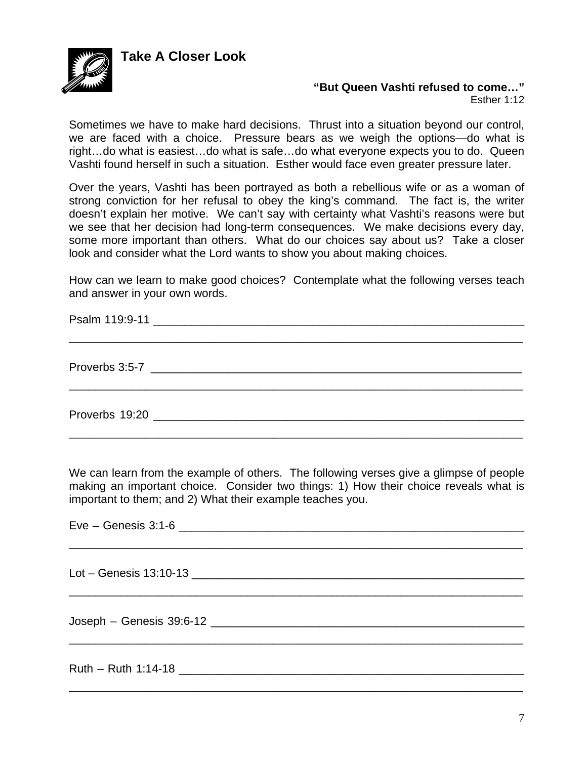## Take A Closer Look

**"But Queen Vashti refused to come…"**
Esther 1:12

Sometimes we have to make hard decisions. Thrust into a situation beyond our control, we are faced with a choice. Pressure bears as we weigh the options—do what is right…do what is easiest…do what is safe…do what everyone expects you to do. Queen Vashti found herself in such a situation. Esther would face even greater pressure later.

Over the years, Vashti has been portrayed as both a rebellious wife or as a woman of strong conviction for her refusal to obey the king's command. The fact is, the writer doesn't explain her motive. We can't say with certainty what Vashti's reasons were but we see that her decision had long-term consequences. We make decisions every day, some more important than others. What do our choices say about us? Take a closer look and consider what the Lord wants to show you about making choices.

How can we learn to make good choices? Contemplate what the following verses teach and answer in your own words.

Psalm 119:9-11 ____________________________________________________________

______________________________________________________________________

Proverbs 3:5-7 ____________________________________________________________

______________________________________________________________________

Proverbs 19:20 ____________________________________________________________

______________________________________________________________________

We can learn from the example of others. The following verses give a glimpse of people making an important choice. Consider two things: 1) How their choice reveals what is important to them; and 2) What their example teaches you.

Eve – Genesis 3:1-6 _________________________________________________________

______________________________________________________________________

Lot – Genesis 13:10-13 ______________________________________________________

______________________________________________________________________

Joseph – Genesis 39:6-12 ____________________________________________________

______________________________________________________________________

Ruth – Ruth 1:14-18 ________________________________________________________

______________________________________________________________________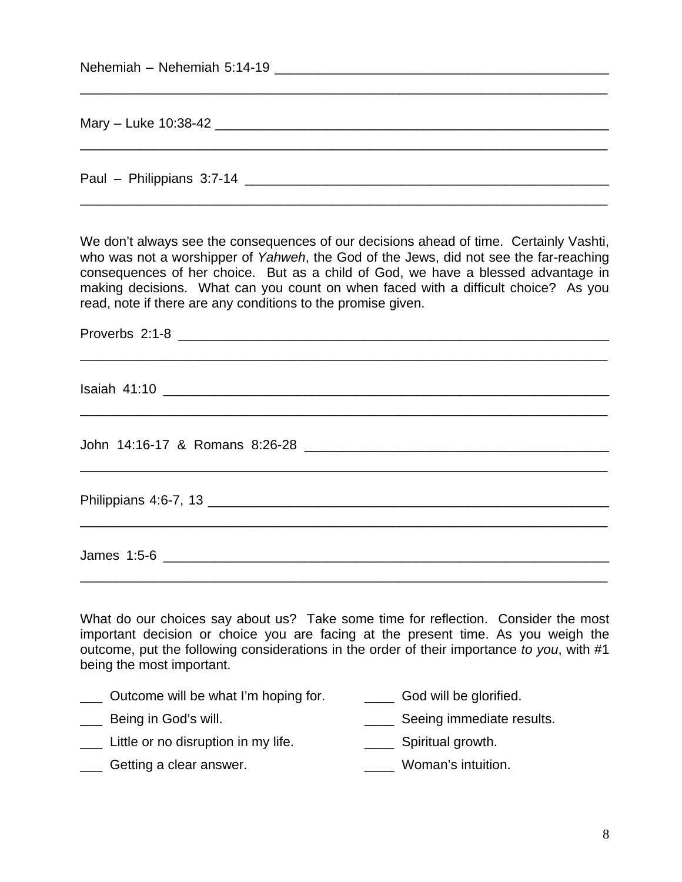Nehemiah – Nehemiah 5:14-19 ____________________________________________
_____________________________________________________________________

Mary – Luke 10:38-42 ________________________________________________
_____________________________________________________________________

Paul – Philippians 3:7-14 ______________________________________________
_____________________________________________________________________

We don't always see the consequences of our decisions ahead of time. Certainly Vashti, who was not a worshipper of *Yahweh*, the God of the Jews, did not see the far-reaching consequences of her choice. But as a child of God, we have a blessed advantage in making decisions. What can you count on when faced with a difficult choice? As you read, note if there are any conditions to the promise given.

Proverbs 2:1-8 ______________________________________________________
_____________________________________________________________________

Isaiah 41:10 _________________________________________________________
_____________________________________________________________________

John 14:16-17 & Romans 8:26-28 ________________________________________
_____________________________________________________________________

Philippians 4:6-7, 13 __________________________________________________
_____________________________________________________________________

James 1:5-6 _________________________________________________________
_____________________________________________________________________

What do our choices say about us? Take some time for reflection. Consider the most important decision or choice you are facing at the present time. As you weigh the outcome, put the following considerations in the order of their importance *to you*, with #1 being the most important.

___ Outcome will be what I'm hoping for.
___ Being in God's will.
___ Little or no disruption in my life.
___ Getting a clear answer.
____ God will be glorified.
____ Seeing immediate results.
____ Spiritual growth.
____ Woman's intuition.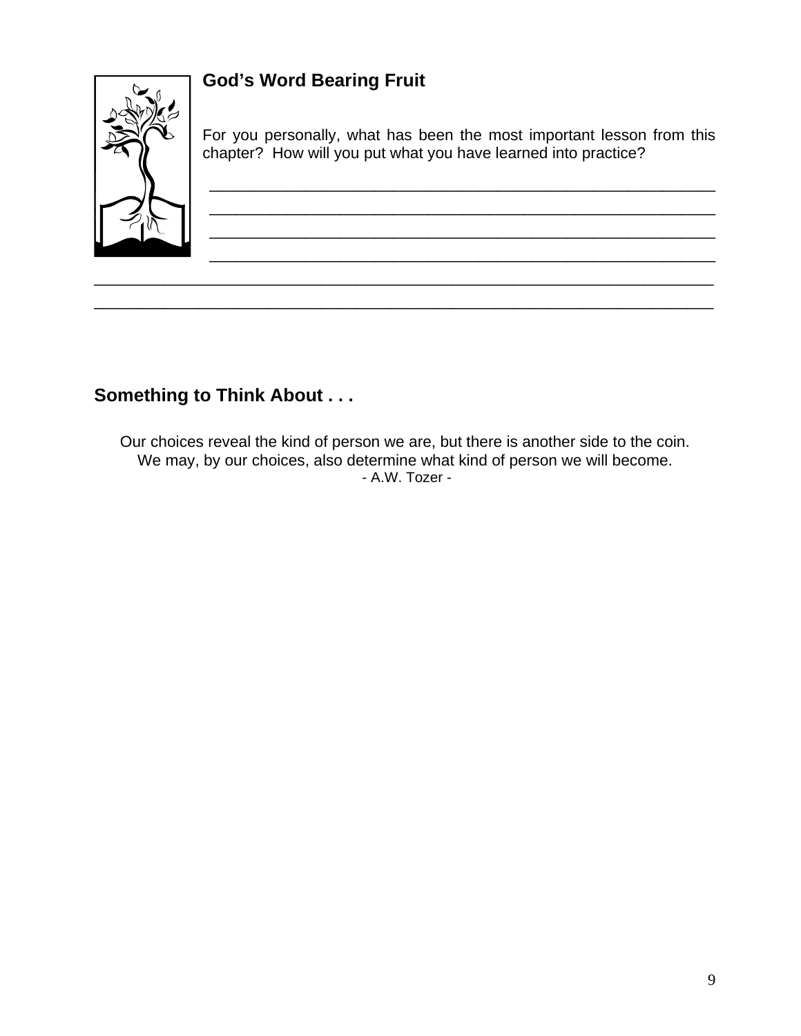## God's Word Bearing Fruit

For you personally, what has been the most important lesson from this chapter? How will you put what you have learned into practice?

\_\_\_\_\_\_\_\_\_\_\_\_\_\_\_\_\_\_\_\_\_\_\_\_\_\_\_\_\_\_\_\_\_\_\_\_\_\_\_\_\_\_\_\_\_\_\_\_\_\_\_\_\_\_\_\_\_\_\_\_

\_\_\_\_\_\_\_\_\_\_\_\_\_\_\_\_\_\_\_\_\_\_\_\_\_\_\_\_\_\_\_\_\_\_\_\_\_\_\_\_\_\_\_\_\_\_\_\_\_\_\_\_\_\_\_\_\_\_\_\_

\_\_\_\_\_\_\_\_\_\_\_\_\_\_\_\_\_\_\_\_\_\_\_\_\_\_\_\_\_\_\_\_\_\_\_\_\_\_\_\_\_\_\_\_\_\_\_\_\_\_\_\_\_\_\_\_\_\_\_\_

\_\_\_\_\_\_\_\_\_\_\_\_\_\_\_\_\_\_\_\_\_\_\_\_\_\_\_\_\_\_\_\_\_\_\_\_\_\_\_\_\_\_\_\_\_\_\_\_\_\_\_\_\_\_\_\_\_\_\_\_

\_\_\_\_\_\_\_\_\_\_\_\_\_\_\_\_\_\_\_\_\_\_\_\_\_\_\_\_\_\_\_\_\_\_\_\_\_\_\_\_\_\_\_\_\_\_\_\_\_\_\_\_\_\_\_\_\_\_\_\_\_\_\_\_\_\_\_\_\_\_\_\_

\_\_\_\_\_\_\_\_\_\_\_\_\_\_\_\_\_\_\_\_\_\_\_\_\_\_\_\_\_\_\_\_\_\_\_\_\_\_\_\_\_\_\_\_\_\_\_\_\_\_\_\_\_\_\_\_\_\_\_\_\_\_\_\_\_\_\_\_\_\_\_\_

## Something to Think About . . .

Our choices reveal the kind of person we are, but there is another side to the coin.
We may, by our choices, also determine what kind of person we will become.
- A.W. Tozer -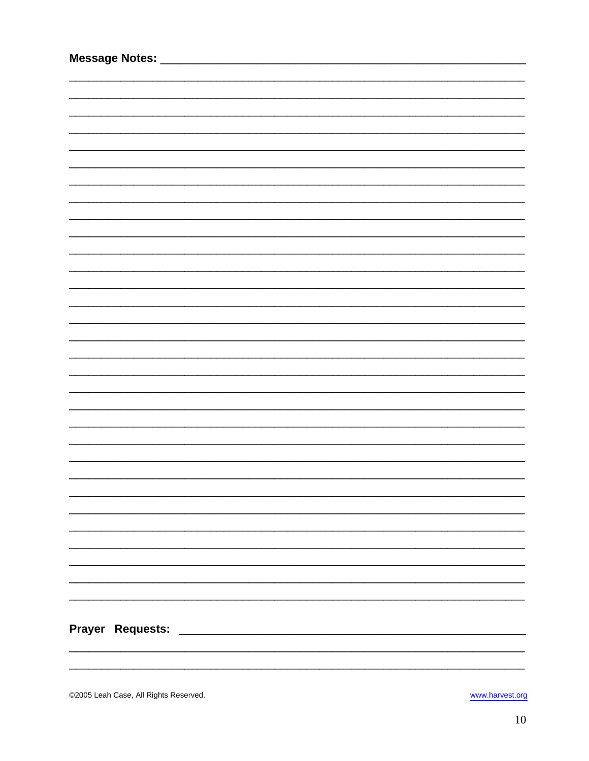**Message Notes:** \_\_\_\_\_\_\_\_\_\_\_\_\_\_\_\_\_\_\_\_\_\_\_\_\_\_\_\_\_\_\_\_\_\_\_\_\_\_\_\_\_\_\_\_\_\_\_\_\_\_\_\_\_\_\_\_

**Prayer Requests:** \_\_\_\_\_\_\_\_\_\_\_\_\_\_\_\_\_\_\_\_\_\_\_\_\_\_\_\_\_\_\_\_\_\_\_\_\_\_\_\_\_\_\_\_\_\_\_\_\_\_\_\_\_\_\_\_

©2005 Leah Case, All Rights Reserved.

www.harvest.org